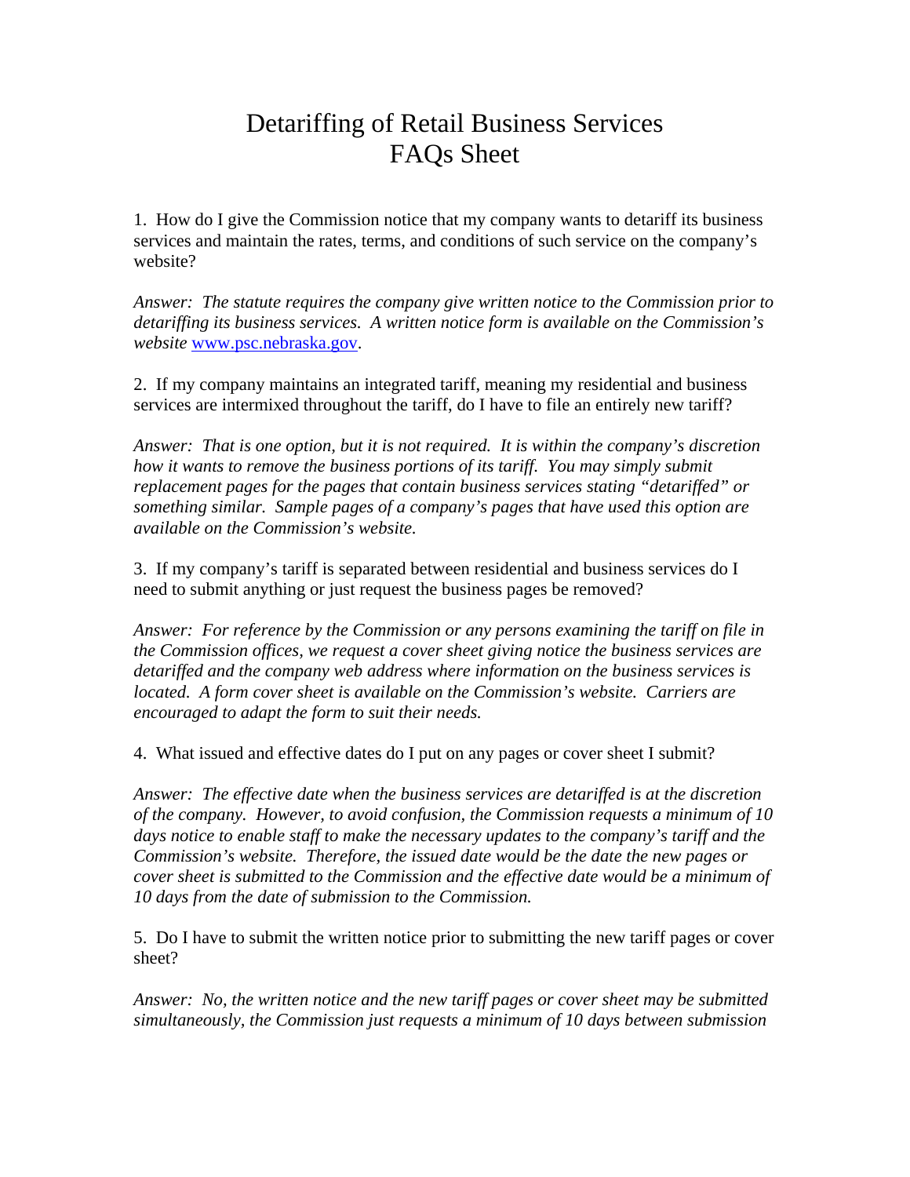# Detariffing of Retail Business Services
# FAQs Sheet

1. How do I give the Commission notice that my company wants to detariff its business services and maintain the rates, terms, and conditions of such service on the company's website?

*Answer: The statute requires the company give written notice to the Commission prior to detariffing its business services. A written notice form is available on the Commission's website* [www.psc.nebraska.gov](http://www.psc.nebraska.gov).

2. If my company maintains an integrated tariff, meaning my residential and business services are intermixed throughout the tariff, do I have to file an entirely new tariff?

*Answer: That is one option, but it is not required. It is within the company's discretion how it wants to remove the business portions of its tariff. You may simply submit replacement pages for the pages that contain business services stating "detariffed" or something similar. Sample pages of a company's pages that have used this option are available on the Commission's website.*

3. If my company's tariff is separated between residential and business services do I need to submit anything or just request the business pages be removed?

*Answer: For reference by the Commission or any persons examining the tariff on file in the Commission offices, we request a cover sheet giving notice the business services are detariffed and the company web address where information on the business services is located. A form cover sheet is available on the Commission's website. Carriers are encouraged to adapt the form to suit their needs.*

4. What issued and effective dates do I put on any pages or cover sheet I submit?

*Answer: The effective date when the business services are detariffed is at the discretion of the company. However, to avoid confusion, the Commission requests a minimum of 10 days notice to enable staff to make the necessary updates to the company's tariff and the Commission's website. Therefore, the issued date would be the date the new pages or cover sheet is submitted to the Commission and the effective date would be a minimum of 10 days from the date of submission to the Commission.*

5. Do I have to submit the written notice prior to submitting the new tariff pages or cover sheet?

*Answer: No, the written notice and the new tariff pages or cover sheet may be submitted simultaneously, the Commission just requests a minimum of 10 days between submission*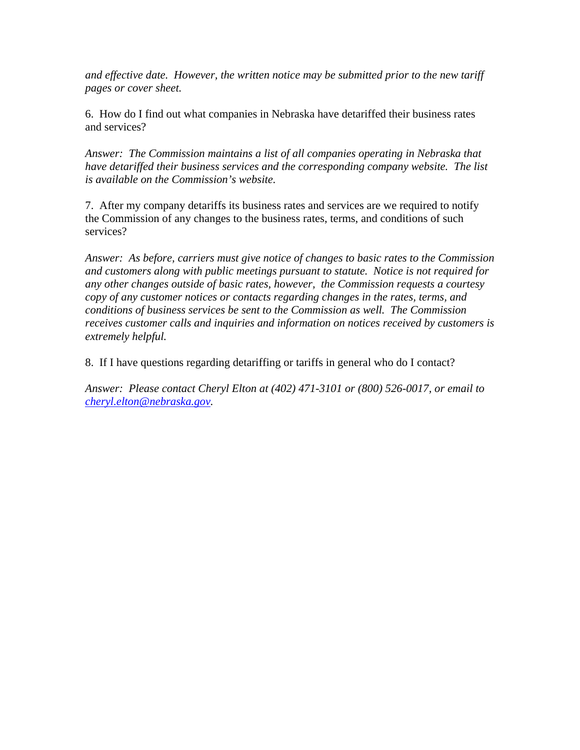*and effective date. However, the written notice may be submitted prior to the new tariff pages or cover sheet.*

6. How do I find out what companies in Nebraska have detariffed their business rates and services?

*Answer: The Commission maintains a list of all companies operating in Nebraska that have detariffed their business services and the corresponding company website. The list is available on the Commission's website.*

7. After my company detariffs its business rates and services are we required to notify the Commission of any changes to the business rates, terms, and conditions of such services?

*Answer: As before, carriers must give notice of changes to basic rates to the Commission and customers along with public meetings pursuant to statute. Notice is not required for any other changes outside of basic rates, however, the Commission requests a courtesy copy of any customer notices or contacts regarding changes in the rates, terms, and conditions of business services be sent to the Commission as well. The Commission receives customer calls and inquiries and information on notices received by customers is extremely helpful.*

8. If I have questions regarding detariffing or tariffs in general who do I contact?

*Answer: Please contact Cheryl Elton at (402) 471-3101 or (800) 526-0017, or email to [cheryl.elton@nebraska.gov](mailto:cheryl.elton@nebraska.gov).*